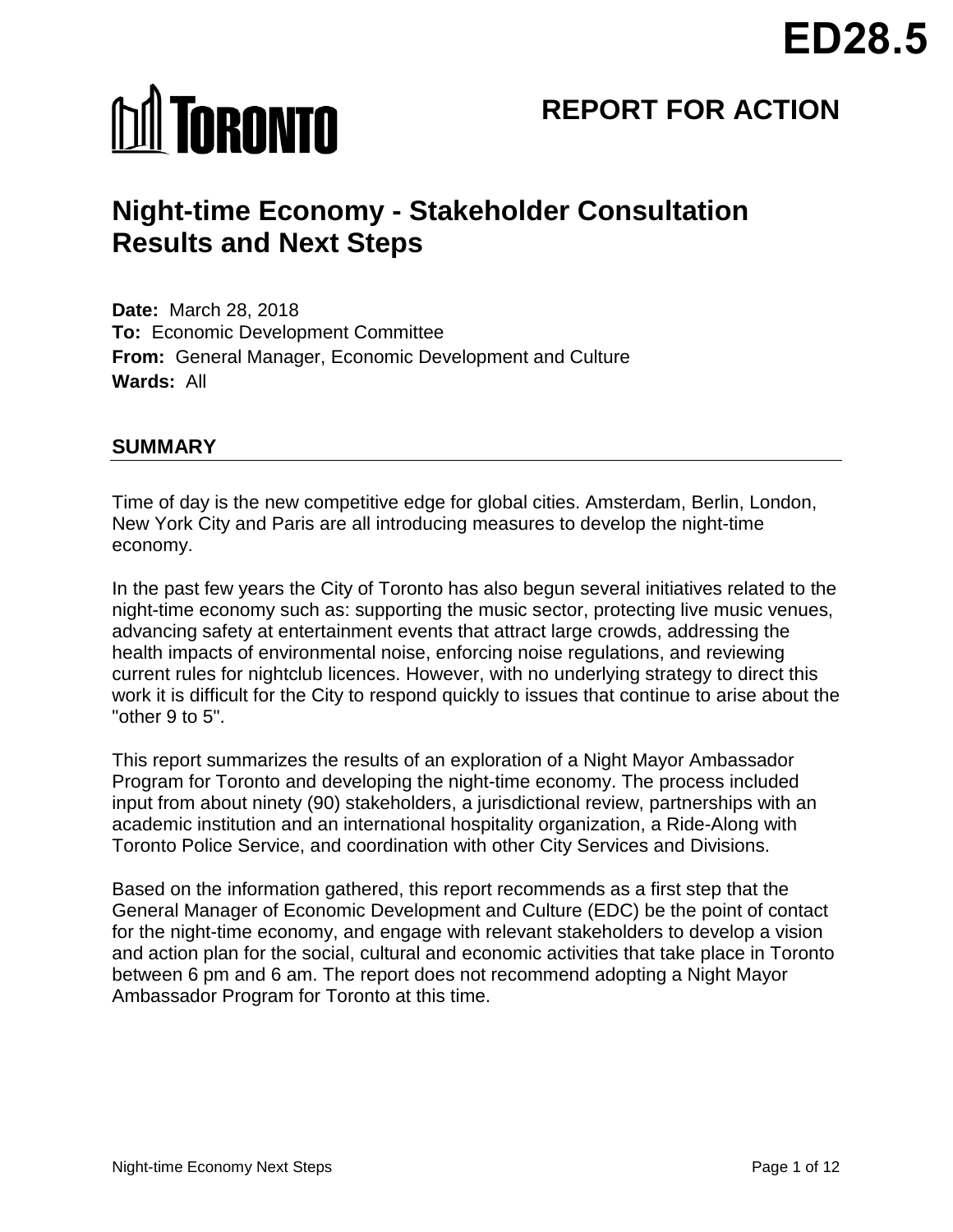ED28.5

TORONTO

# REPORT FOR ACTION

# Night-time Economy - Stakeholder Consultation Results and Next Steps

**Date:** March 28, 2018
**To:** Economic Development Committee
**From:** General Manager, Economic Development and Culture
**Wards:** All

## SUMMARY

Time of day is the new competitive edge for global cities. Amsterdam, Berlin, London, New York City and Paris are all introducing measures to develop the night-time economy.

In the past few years the City of Toronto has also begun several initiatives related to the night-time economy such as: supporting the music sector, protecting live music venues, advancing safety at entertainment events that attract large crowds, addressing the health impacts of environmental noise, enforcing noise regulations, and reviewing current rules for nightclub licences. However, with no underlying strategy to direct this work it is difficult for the City to respond quickly to issues that continue to arise about the "other 9 to 5".

This report summarizes the results of an exploration of a Night Mayor Ambassador Program for Toronto and developing the night-time economy. The process included input from about ninety (90) stakeholders, a jurisdictional review, partnerships with an academic institution and an international hospitality organization, a Ride-Along with Toronto Police Service, and coordination with other City Services and Divisions.

Based on the information gathered, this report recommends as a first step that the General Manager of Economic Development and Culture (EDC) be the point of contact for the night-time economy, and engage with relevant stakeholders to develop a vision and action plan for the social, cultural and economic activities that take place in Toronto between 6 pm and 6 am. The report does not recommend adopting a Night Mayor Ambassador Program for Toronto at this time.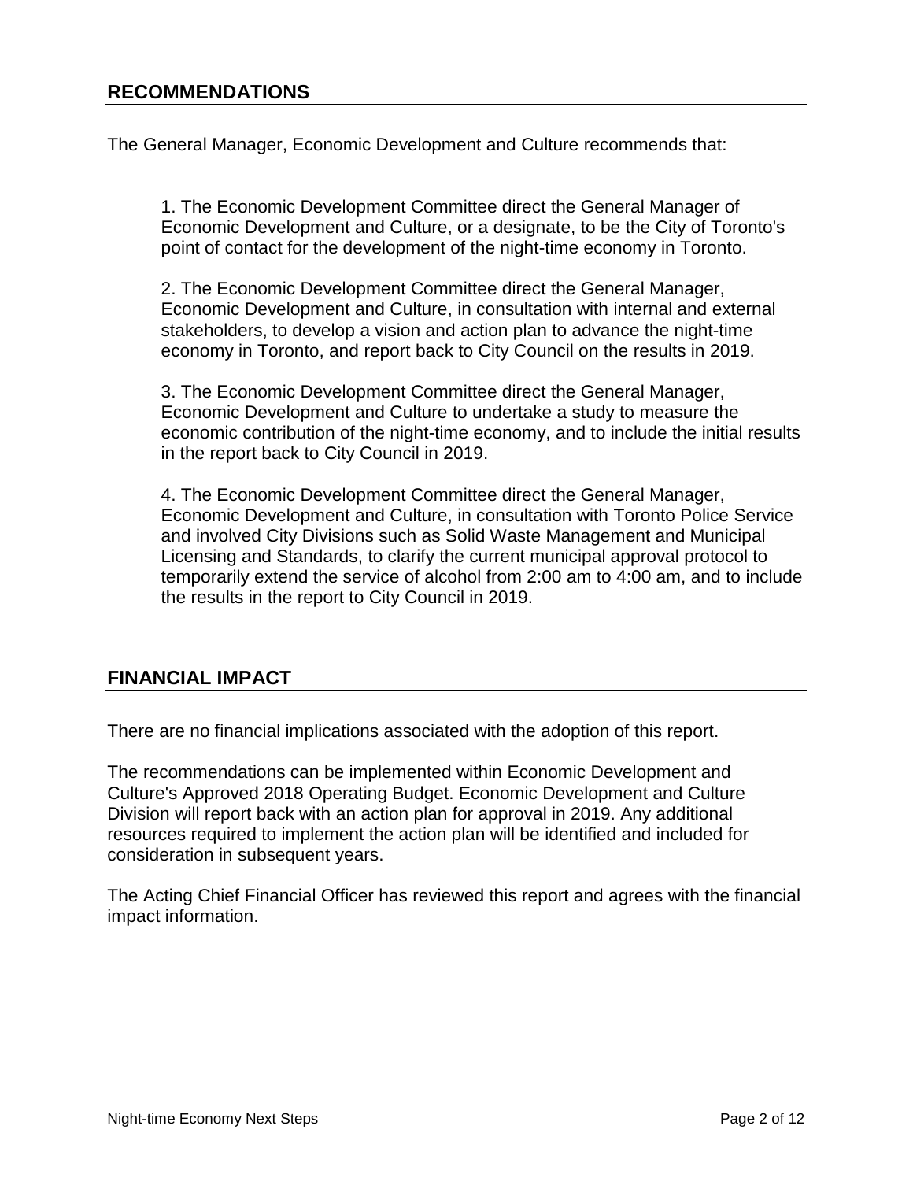## RECOMMENDATIONS

The General Manager, Economic Development and Culture recommends that:

1. The Economic Development Committee direct the General Manager of Economic Development and Culture, or a designate, to be the City of Toronto's point of contact for the development of the night-time economy in Toronto.

2. The Economic Development Committee direct the General Manager, Economic Development and Culture, in consultation with internal and external stakeholders, to develop a vision and action plan to advance the night-time economy in Toronto, and report back to City Council on the results in 2019.

3. The Economic Development Committee direct the General Manager, Economic Development and Culture to undertake a study to measure the economic contribution of the night-time economy, and to include the initial results in the report back to City Council in 2019.

4. The Economic Development Committee direct the General Manager, Economic Development and Culture, in consultation with Toronto Police Service and involved City Divisions such as Solid Waste Management and Municipal Licensing and Standards, to clarify the current municipal approval protocol to temporarily extend the service of alcohol from 2:00 am to 4:00 am, and to include the results in the report to City Council in 2019.

## FINANCIAL IMPACT

There are no financial implications associated with the adoption of this report.

The recommendations can be implemented within Economic Development and Culture's Approved 2018 Operating Budget. Economic Development and Culture Division will report back with an action plan for approval in 2019. Any additional resources required to implement the action plan will be identified and included for consideration in subsequent years.

The Acting Chief Financial Officer has reviewed this report and agrees with the financial impact information.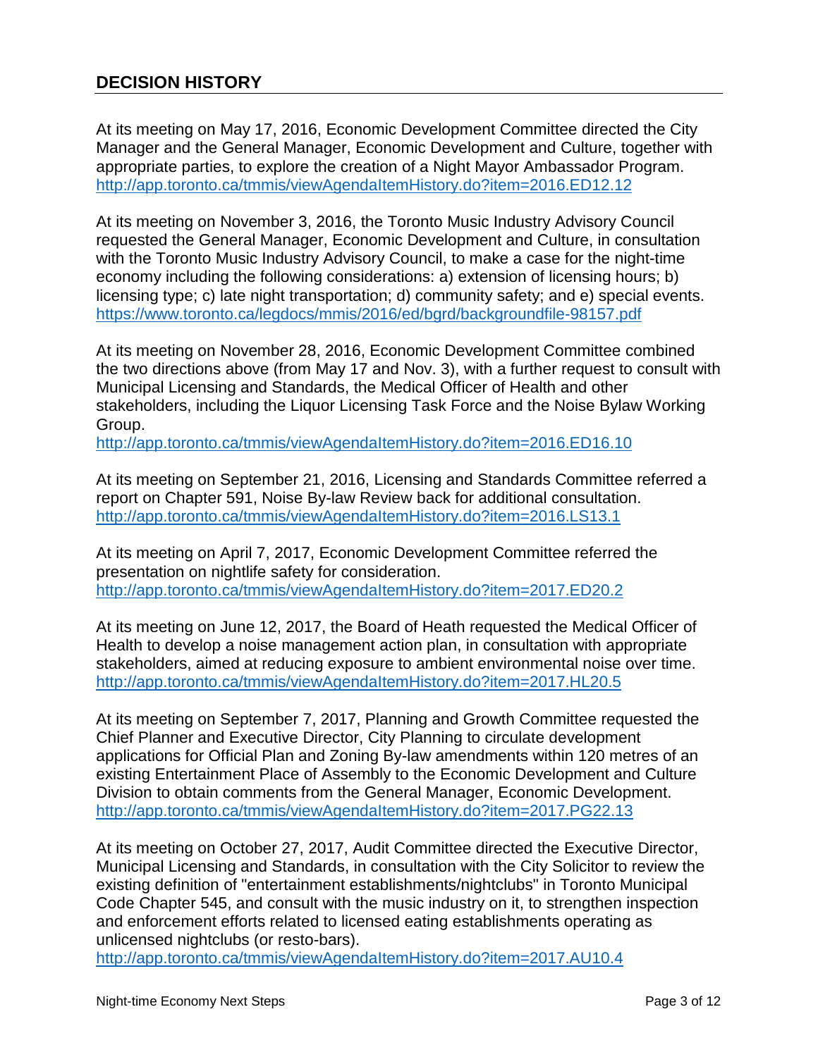## DECISION HISTORY

At its meeting on May 17, 2016, Economic Development Committee directed the City Manager and the General Manager, Economic Development and Culture, together with appropriate parties, to explore the creation of a Night Mayor Ambassador Program.
http://app.toronto.ca/tmmis/viewAgendaItemHistory.do?item=2016.ED12.12

At its meeting on November 3, 2016, the Toronto Music Industry Advisory Council requested the General Manager, Economic Development and Culture, in consultation with the Toronto Music Industry Advisory Council, to make a case for the night-time economy including the following considerations: a) extension of licensing hours; b) licensing type; c) late night transportation; d) community safety; and e) special events.
https://www.toronto.ca/legdocs/mmis/2016/ed/bgrd/backgroundfile-98157.pdf

At its meeting on November 28, 2016, Economic Development Committee combined the two directions above (from May 17 and Nov. 3), with a further request to consult with Municipal Licensing and Standards, the Medical Officer of Health and other stakeholders, including the Liquor Licensing Task Force and the Noise Bylaw Working Group.
http://app.toronto.ca/tmmis/viewAgendaItemHistory.do?item=2016.ED16.10

At its meeting on September 21, 2016, Licensing and Standards Committee referred a report on Chapter 591, Noise By-law Review back for additional consultation.
http://app.toronto.ca/tmmis/viewAgendaItemHistory.do?item=2016.LS13.1

At its meeting on April 7, 2017, Economic Development Committee referred the presentation on nightlife safety for consideration.
http://app.toronto.ca/tmmis/viewAgendaItemHistory.do?item=2017.ED20.2

At its meeting on June 12, 2017, the Board of Heath requested the Medical Officer of Health to develop a noise management action plan, in consultation with appropriate stakeholders, aimed at reducing exposure to ambient environmental noise over time.
http://app.toronto.ca/tmmis/viewAgendaItemHistory.do?item=2017.HL20.5

At its meeting on September 7, 2017, Planning and Growth Committee requested the Chief Planner and Executive Director, City Planning to circulate development applications for Official Plan and Zoning By-law amendments within 120 metres of an existing Entertainment Place of Assembly to the Economic Development and Culture Division to obtain comments from the General Manager, Economic Development.
http://app.toronto.ca/tmmis/viewAgendaItemHistory.do?item=2017.PG22.13

At its meeting on October 27, 2017, Audit Committee directed the Executive Director, Municipal Licensing and Standards, in consultation with the City Solicitor to review the existing definition of "entertainment establishments/nightclubs" in Toronto Municipal Code Chapter 545, and consult with the music industry on it, to strengthen inspection and enforcement efforts related to licensed eating establishments operating as unlicensed nightclubs (or resto-bars).
http://app.toronto.ca/tmmis/viewAgendaItemHistory.do?item=2017.AU10.4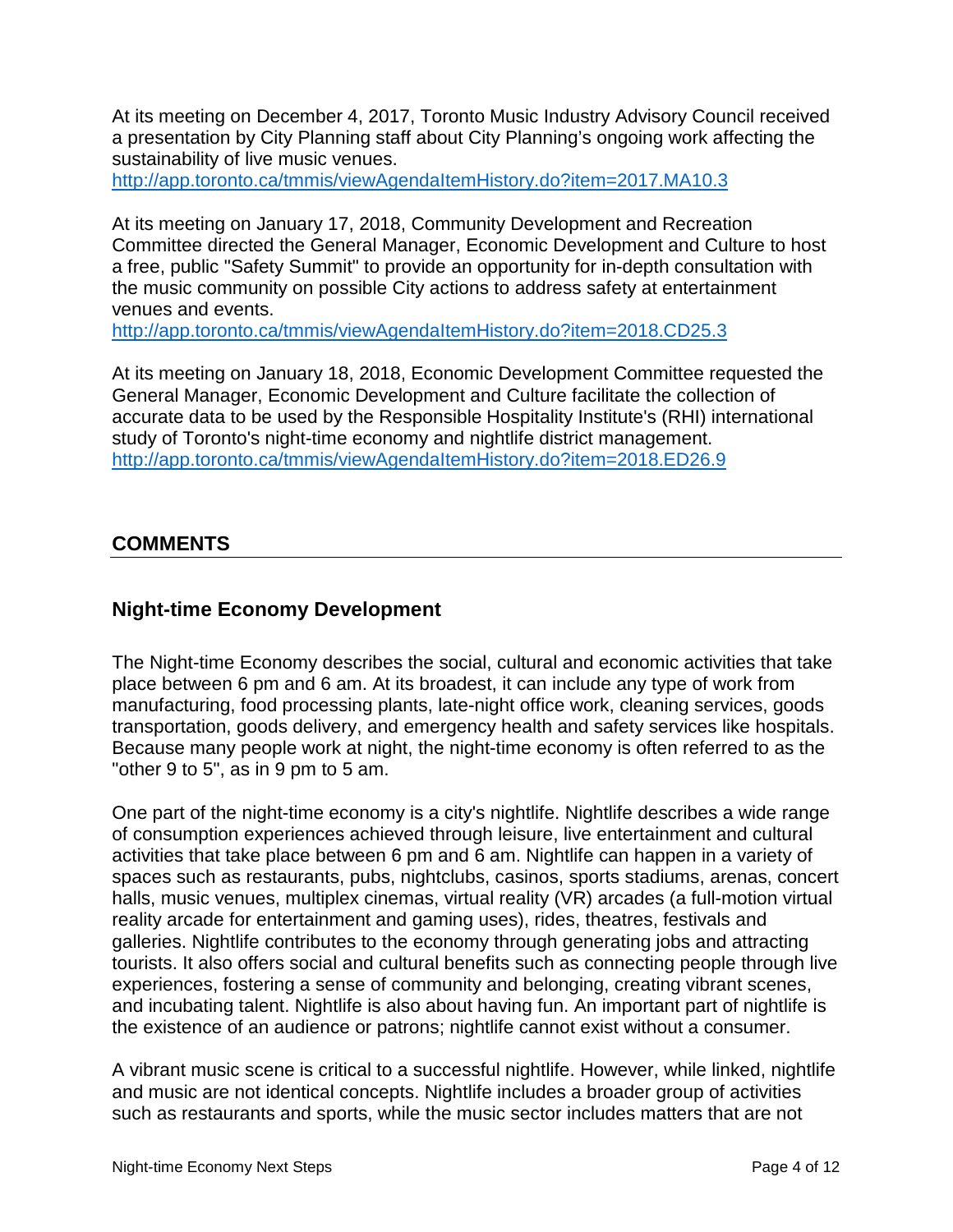At its meeting on December 4, 2017, Toronto Music Industry Advisory Council received a presentation by City Planning staff about City Planning's ongoing work affecting the sustainability of live music venues.
http://app.toronto.ca/tmmis/viewAgendaItemHistory.do?item=2017.MA10.3

At its meeting on January 17, 2018, Community Development and Recreation Committee directed the General Manager, Economic Development and Culture to host a free, public "Safety Summit" to provide an opportunity for in-depth consultation with the music community on possible City actions to address safety at entertainment venues and events.
http://app.toronto.ca/tmmis/viewAgendaItemHistory.do?item=2018.CD25.3

At its meeting on January 18, 2018, Economic Development Committee requested the General Manager, Economic Development and Culture facilitate the collection of accurate data to be used by the Responsible Hospitality Institute's (RHI) international study of Toronto's night-time economy and nightlife district management.
http://app.toronto.ca/tmmis/viewAgendaItemHistory.do?item=2018.ED26.9

## COMMENTS

### Night-time Economy Development

The Night-time Economy describes the social, cultural and economic activities that take place between 6 pm and 6 am. At its broadest, it can include any type of work from manufacturing, food processing plants, late-night office work, cleaning services, goods transportation, goods delivery, and emergency health and safety services like hospitals. Because many people work at night, the night-time economy is often referred to as the "other 9 to 5", as in 9 pm to 5 am.

One part of the night-time economy is a city's nightlife. Nightlife describes a wide range of consumption experiences achieved through leisure, live entertainment and cultural activities that take place between 6 pm and 6 am. Nightlife can happen in a variety of spaces such as restaurants, pubs, nightclubs, casinos, sports stadiums, arenas, concert halls, music venues, multiplex cinemas, virtual reality (VR) arcades (a full-motion virtual reality arcade for entertainment and gaming uses), rides, theatres, festivals and galleries. Nightlife contributes to the economy through generating jobs and attracting tourists. It also offers social and cultural benefits such as connecting people through live experiences, fostering a sense of community and belonging, creating vibrant scenes, and incubating talent. Nightlife is also about having fun. An important part of nightlife is the existence of an audience or patrons; nightlife cannot exist without a consumer.

A vibrant music scene is critical to a successful nightlife. However, while linked, nightlife and music are not identical concepts. Nightlife includes a broader group of activities such as restaurants and sports, while the music sector includes matters that are not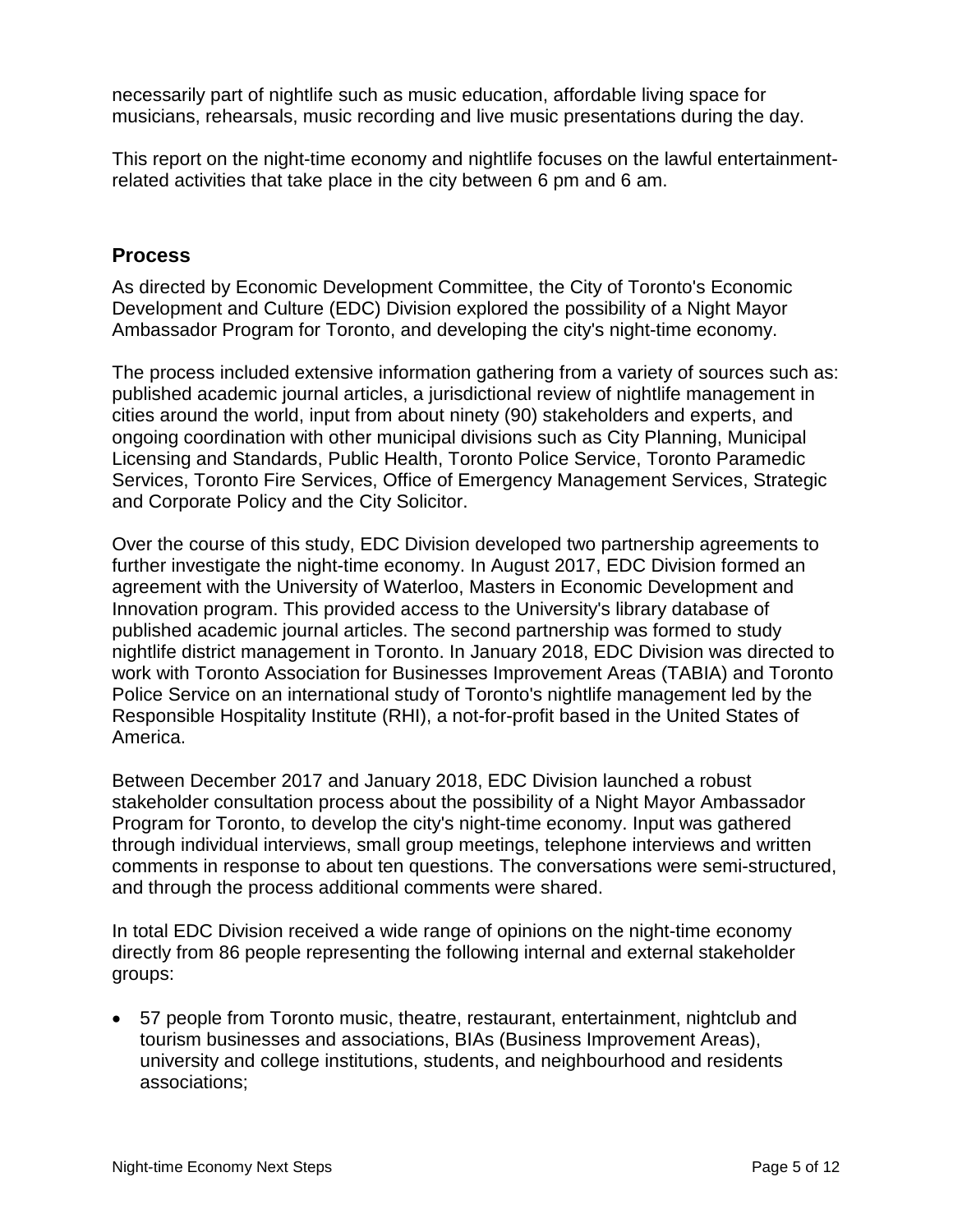necessarily part of nightlife such as music education, affordable living space for musicians, rehearsals, music recording and live music presentations during the day.

This report on the night-time economy and nightlife focuses on the lawful entertainment-related activities that take place in the city between 6 pm and 6 am.

## Process

As directed by Economic Development Committee, the City of Toronto's Economic Development and Culture (EDC) Division explored the possibility of a Night Mayor Ambassador Program for Toronto, and developing the city's night-time economy.

The process included extensive information gathering from a variety of sources such as: published academic journal articles, a jurisdictional review of nightlife management in cities around the world, input from about ninety (90) stakeholders and experts, and ongoing coordination with other municipal divisions such as City Planning, Municipal Licensing and Standards, Public Health, Toronto Police Service, Toronto Paramedic Services, Toronto Fire Services, Office of Emergency Management Services, Strategic and Corporate Policy and the City Solicitor.

Over the course of this study, EDC Division developed two partnership agreements to further investigate the night-time economy. In August 2017, EDC Division formed an agreement with the University of Waterloo, Masters in Economic Development and Innovation program. This provided access to the University's library database of published academic journal articles. The second partnership was formed to study nightlife district management in Toronto. In January 2018, EDC Division was directed to work with Toronto Association for Businesses Improvement Areas (TABIA) and Toronto Police Service on an international study of Toronto's nightlife management led by the Responsible Hospitality Institute (RHI), a not-for-profit based in the United States of America.

Between December 2017 and January 2018, EDC Division launched a robust stakeholder consultation process about the possibility of a Night Mayor Ambassador Program for Toronto, to develop the city's night-time economy. Input was gathered through individual interviews, small group meetings, telephone interviews and written comments in response to about ten questions. The conversations were semi-structured, and through the process additional comments were shared.

In total EDC Division received a wide range of opinions on the night-time economy directly from 86 people representing the following internal and external stakeholder groups:

- 57 people from Toronto music, theatre, restaurant, entertainment, nightclub and tourism businesses and associations, BIAs (Business Improvement Areas), university and college institutions, students, and neighbourhood and residents associations;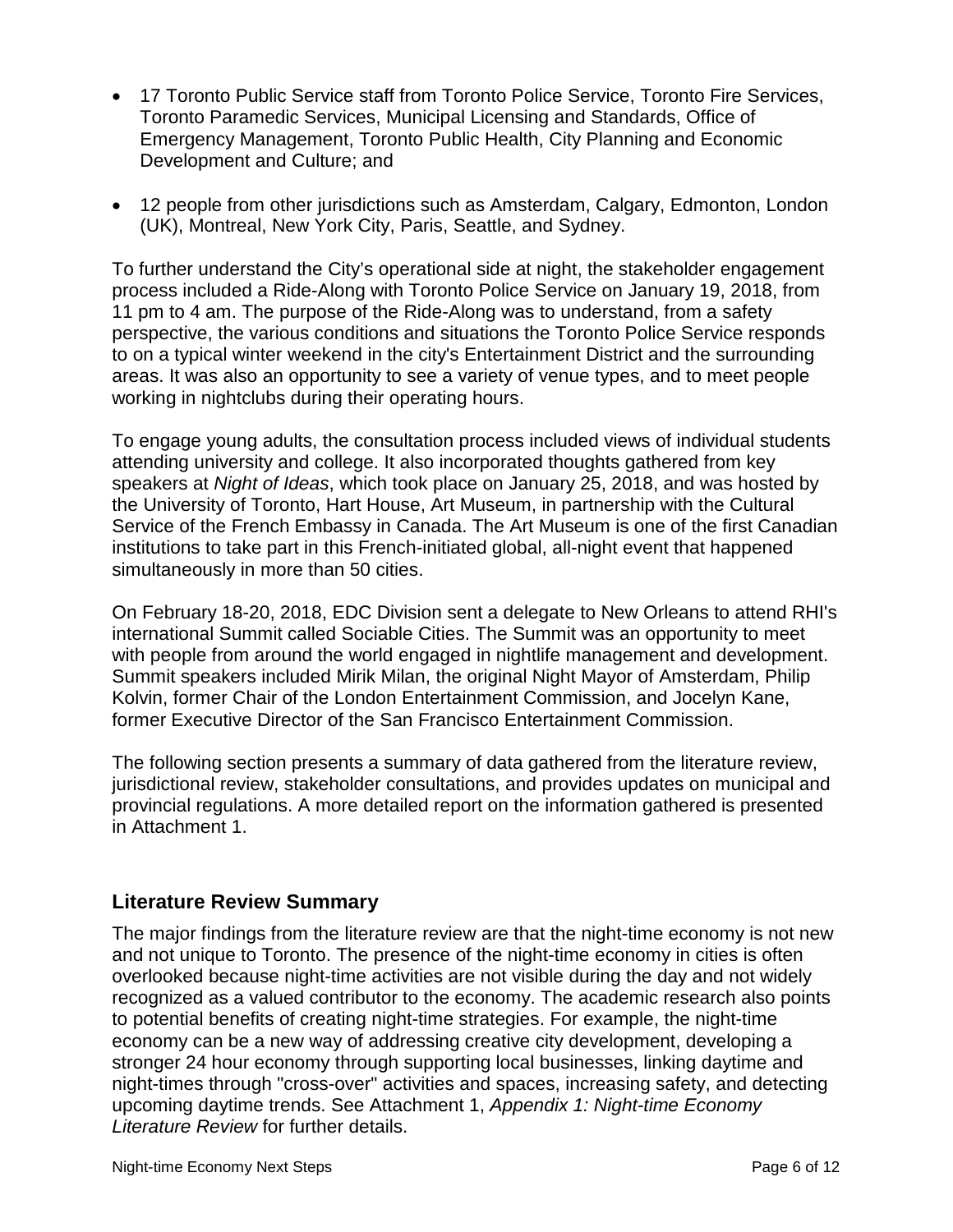- 17 Toronto Public Service staff from Toronto Police Service, Toronto Fire Services, Toronto Paramedic Services, Municipal Licensing and Standards, Office of Emergency Management, Toronto Public Health, City Planning and Economic Development and Culture; and

- 12 people from other jurisdictions such as Amsterdam, Calgary, Edmonton, London (UK), Montreal, New York City, Paris, Seattle, and Sydney.

To further understand the City's operational side at night, the stakeholder engagement process included a Ride-Along with Toronto Police Service on January 19, 2018, from 11 pm to 4 am. The purpose of the Ride-Along was to understand, from a safety perspective, the various conditions and situations the Toronto Police Service responds to on a typical winter weekend in the city's Entertainment District and the surrounding areas. It was also an opportunity to see a variety of venue types, and to meet people working in nightclubs during their operating hours.

To engage young adults, the consultation process included views of individual students attending university and college. It also incorporated thoughts gathered from key speakers at *Night of Ideas*, which took place on January 25, 2018, and was hosted by the University of Toronto, Hart House, Art Museum, in partnership with the Cultural Service of the French Embassy in Canada. The Art Museum is one of the first Canadian institutions to take part in this French-initiated global, all-night event that happened simultaneously in more than 50 cities.

On February 18-20, 2018, EDC Division sent a delegate to New Orleans to attend RHI's international Summit called Sociable Cities. The Summit was an opportunity to meet with people from around the world engaged in nightlife management and development. Summit speakers included Mirik Milan, the original Night Mayor of Amsterdam, Philip Kolvin, former Chair of the London Entertainment Commission, and Jocelyn Kane, former Executive Director of the San Francisco Entertainment Commission.

The following section presents a summary of data gathered from the literature review, jurisdictional review, stakeholder consultations, and provides updates on municipal and provincial regulations. A more detailed report on the information gathered is presented in Attachment 1.

## Literature Review Summary

The major findings from the literature review are that the night-time economy is not new and not unique to Toronto. The presence of the night-time economy in cities is often overlooked because night-time activities are not visible during the day and not widely recognized as a valued contributor to the economy. The academic research also points to potential benefits of creating night-time strategies. For example, the night-time economy can be a new way of addressing creative city development, developing a stronger 24 hour economy through supporting local businesses, linking daytime and night-times through "cross-over" activities and spaces, increasing safety, and detecting upcoming daytime trends. See Attachment 1, *Appendix 1: Night-time Economy Literature Review* for further details.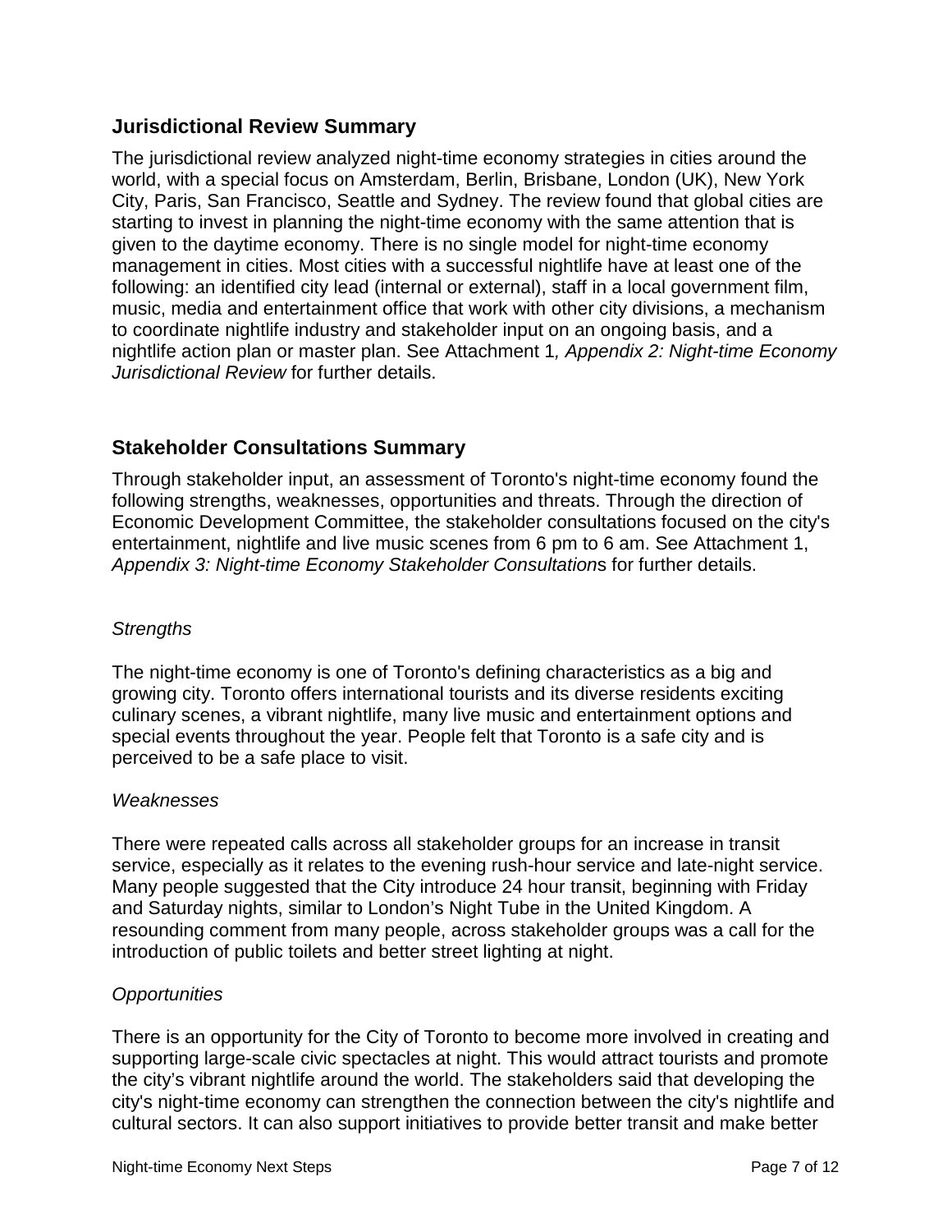## Jurisdictional Review Summary

The jurisdictional review analyzed night-time economy strategies in cities around the world, with a special focus on Amsterdam, Berlin, Brisbane, London (UK), New York City, Paris, San Francisco, Seattle and Sydney. The review found that global cities are starting to invest in planning the night-time economy with the same attention that is given to the daytime economy. There is no single model for night-time economy management in cities. Most cities with a successful nightlife have at least one of the following: an identified city lead (internal or external), staff in a local government film, music, media and entertainment office that work with other city divisions, a mechanism to coordinate nightlife industry and stakeholder input on an ongoing basis, and a nightlife action plan or master plan. See Attachment 1*, Appendix 2: Night-time Economy Jurisdictional Review* for further details.

## Stakeholder Consultations Summary

Through stakeholder input, an assessment of Toronto's night-time economy found the following strengths, weaknesses, opportunities and threats. Through the direction of Economic Development Committee, the stakeholder consultations focused on the city's entertainment, nightlife and live music scenes from 6 pm to 6 am. See Attachment 1, *Appendix 3: Night-time Economy Stakeholder Consultation*s for further details.

*Strengths*

The night-time economy is one of Toronto's defining characteristics as a big and growing city. Toronto offers international tourists and its diverse residents exciting culinary scenes, a vibrant nightlife, many live music and entertainment options and special events throughout the year. People felt that Toronto is a safe city and is perceived to be a safe place to visit.

*Weaknesses*

There were repeated calls across all stakeholder groups for an increase in transit service, especially as it relates to the evening rush-hour service and late-night service. Many people suggested that the City introduce 24 hour transit, beginning with Friday and Saturday nights, similar to London's Night Tube in the United Kingdom. A resounding comment from many people, across stakeholder groups was a call for the introduction of public toilets and better street lighting at night.

*Opportunities*

There is an opportunity for the City of Toronto to become more involved in creating and supporting large-scale civic spectacles at night. This would attract tourists and promote the city's vibrant nightlife around the world. The stakeholders said that developing the city's night-time economy can strengthen the connection between the city's nightlife and cultural sectors. It can also support initiatives to provide better transit and make better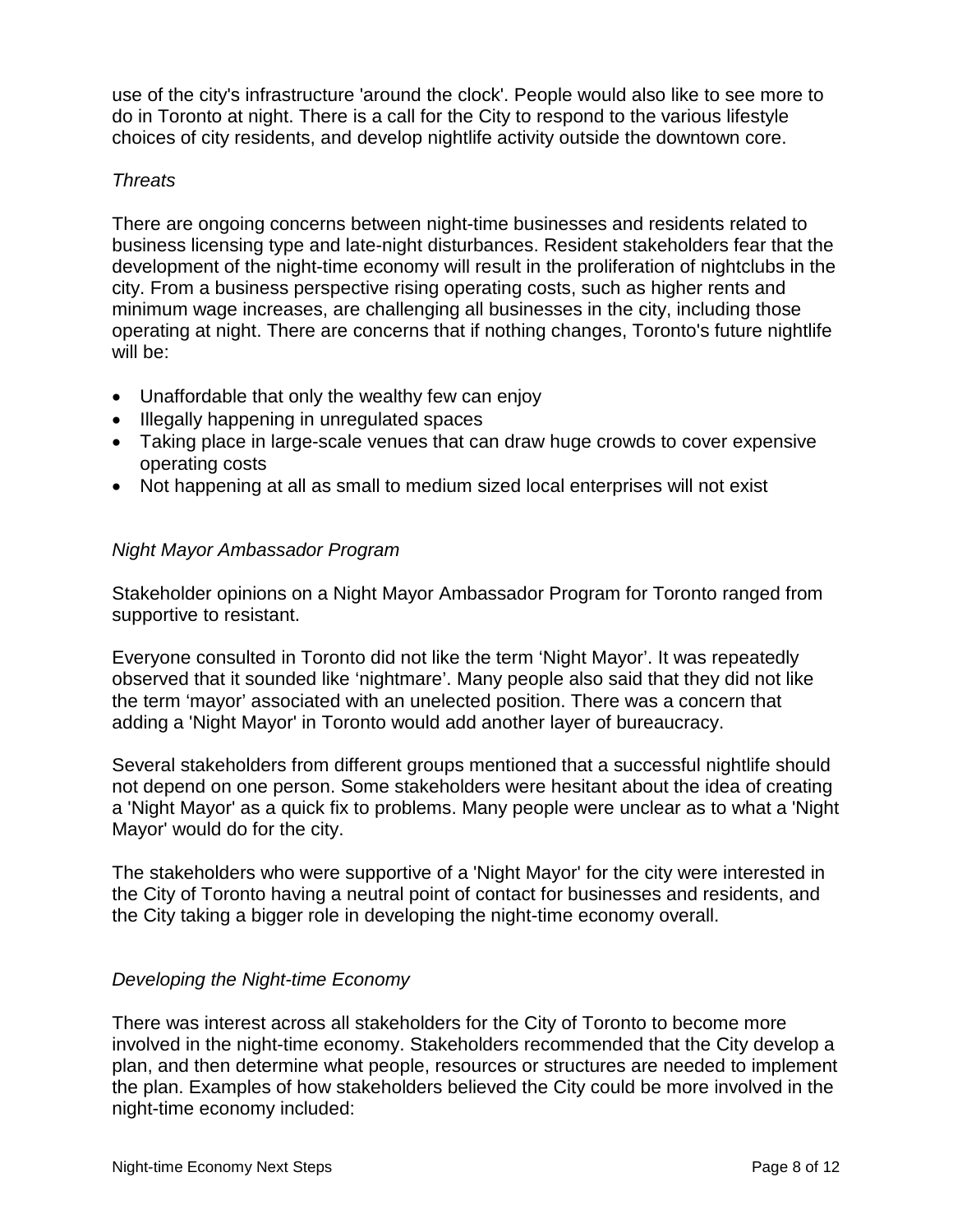use of the city's infrastructure 'around the clock'. People would also like to see more to do in Toronto at night. There is a call for the City to respond to the various lifestyle choices of city residents, and develop nightlife activity outside the downtown core.

*Threats*

There are ongoing concerns between night-time businesses and residents related to business licensing type and late-night disturbances. Resident stakeholders fear that the development of the night-time economy will result in the proliferation of nightclubs in the city. From a business perspective rising operating costs, such as higher rents and minimum wage increases, are challenging all businesses in the city, including those operating at night. There are concerns that if nothing changes, Toronto's future nightlife will be:

- Unaffordable that only the wealthy few can enjoy
- Illegally happening in unregulated spaces
- Taking place in large-scale venues that can draw huge crowds to cover expensive operating costs
- Not happening at all as small to medium sized local enterprises will not exist

*Night Mayor Ambassador Program*

Stakeholder opinions on a Night Mayor Ambassador Program for Toronto ranged from supportive to resistant.

Everyone consulted in Toronto did not like the term 'Night Mayor'. It was repeatedly observed that it sounded like 'nightmare'. Many people also said that they did not like the term 'mayor' associated with an unelected position. There was a concern that adding a 'Night Mayor' in Toronto would add another layer of bureaucracy.

Several stakeholders from different groups mentioned that a successful nightlife should not depend on one person. Some stakeholders were hesitant about the idea of creating a 'Night Mayor' as a quick fix to problems. Many people were unclear as to what a 'Night Mayor' would do for the city.

The stakeholders who were supportive of a 'Night Mayor' for the city were interested in the City of Toronto having a neutral point of contact for businesses and residents, and the City taking a bigger role in developing the night-time economy overall.

*Developing the Night-time Economy*

There was interest across all stakeholders for the City of Toronto to become more involved in the night-time economy. Stakeholders recommended that the City develop a plan, and then determine what people, resources or structures are needed to implement the plan. Examples of how stakeholders believed the City could be more involved in the night-time economy included: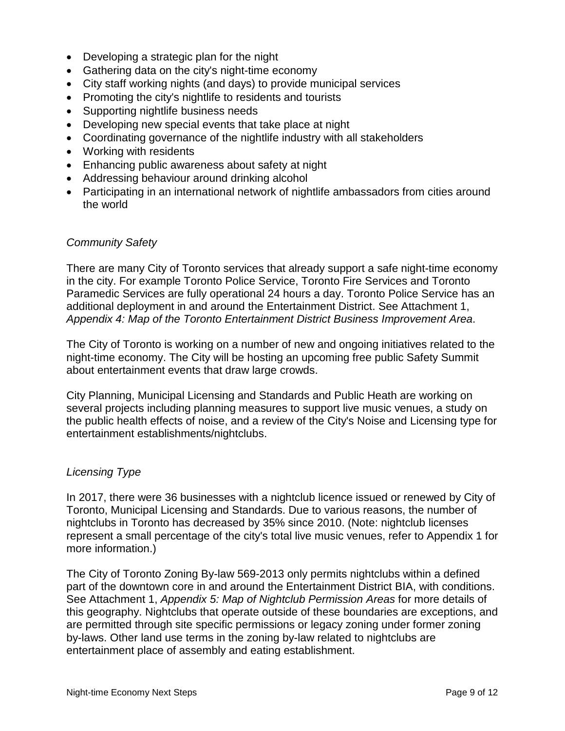- Developing a strategic plan for the night
- Gathering data on the city's night-time economy
- City staff working nights (and days) to provide municipal services
- Promoting the city's nightlife to residents and tourists
- Supporting nightlife business needs
- Developing new special events that take place at night
- Coordinating governance of the nightlife industry with all stakeholders
- Working with residents
- Enhancing public awareness about safety at night
- Addressing behaviour around drinking alcohol
- Participating in an international network of nightlife ambassadors from cities around the world

*Community Safety*

There are many City of Toronto services that already support a safe night-time economy in the city. For example Toronto Police Service, Toronto Fire Services and Toronto Paramedic Services are fully operational 24 hours a day. Toronto Police Service has an additional deployment in and around the Entertainment District. See Attachment 1, *Appendix 4: Map of the Toronto Entertainment District Business Improvement Area*.

The City of Toronto is working on a number of new and ongoing initiatives related to the night-time economy. The City will be hosting an upcoming free public Safety Summit about entertainment events that draw large crowds.

City Planning, Municipal Licensing and Standards and Public Heath are working on several projects including planning measures to support live music venues, a study on the public health effects of noise, and a review of the City's Noise and Licensing type for entertainment establishments/nightclubs.

*Licensing Type*

In 2017, there were 36 businesses with a nightclub licence issued or renewed by City of Toronto, Municipal Licensing and Standards. Due to various reasons, the number of nightclubs in Toronto has decreased by 35% since 2010. (Note: nightclub licenses represent a small percentage of the city's total live music venues, refer to Appendix 1 for more information.)

The City of Toronto Zoning By-law 569-2013 only permits nightclubs within a defined part of the downtown core in and around the Entertainment District BIA, with conditions. See Attachment 1, *Appendix 5: Map of Nightclub Permission Areas* for more details of this geography. Nightclubs that operate outside of these boundaries are exceptions, and are permitted through site specific permissions or legacy zoning under former zoning by-laws. Other land use terms in the zoning by-law related to nightclubs are entertainment place of assembly and eating establishment.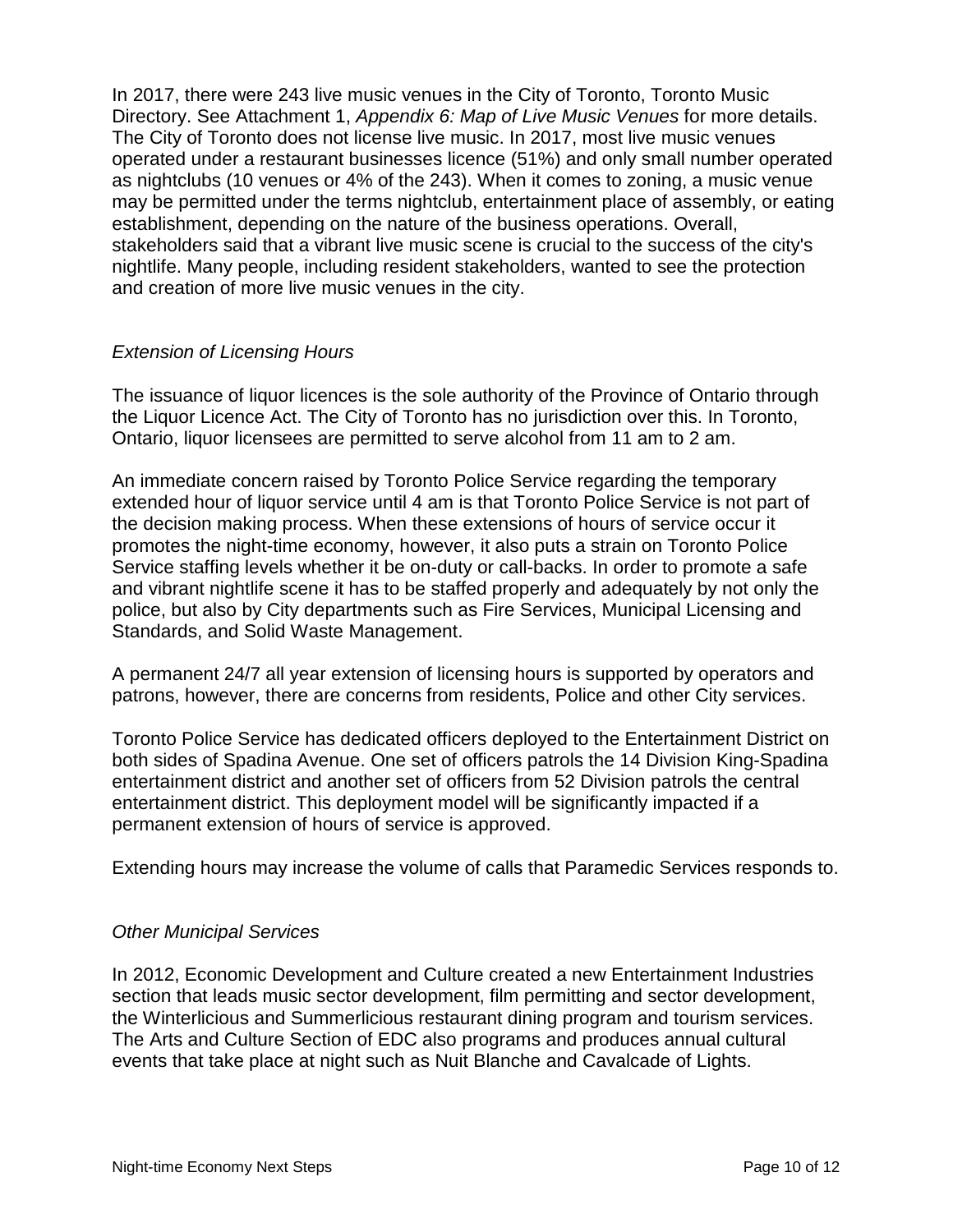In 2017, there were 243 live music venues in the City of Toronto, Toronto Music Directory. See Attachment 1, *Appendix 6: Map of Live Music Venues* for more details. The City of Toronto does not license live music. In 2017, most live music venues operated under a restaurant businesses licence (51%) and only small number operated as nightclubs (10 venues or 4% of the 243). When it comes to zoning, a music venue may be permitted under the terms nightclub, entertainment place of assembly, or eating establishment, depending on the nature of the business operations. Overall, stakeholders said that a vibrant live music scene is crucial to the success of the city's nightlife. Many people, including resident stakeholders, wanted to see the protection and creation of more live music venues in the city.

*Extension of Licensing Hours*

The issuance of liquor licences is the sole authority of the Province of Ontario through the Liquor Licence Act. The City of Toronto has no jurisdiction over this. In Toronto, Ontario, liquor licensees are permitted to serve alcohol from 11 am to 2 am.

An immediate concern raised by Toronto Police Service regarding the temporary extended hour of liquor service until 4 am is that Toronto Police Service is not part of the decision making process. When these extensions of hours of service occur it promotes the night-time economy, however, it also puts a strain on Toronto Police Service staffing levels whether it be on-duty or call-backs. In order to promote a safe and vibrant nightlife scene it has to be staffed properly and adequately by not only the police, but also by City departments such as Fire Services, Municipal Licensing and Standards, and Solid Waste Management.

A permanent 24/7 all year extension of licensing hours is supported by operators and patrons, however, there are concerns from residents, Police and other City services.

Toronto Police Service has dedicated officers deployed to the Entertainment District on both sides of Spadina Avenue. One set of officers patrols the 14 Division King-Spadina entertainment district and another set of officers from 52 Division patrols the central entertainment district. This deployment model will be significantly impacted if a permanent extension of hours of service is approved.

Extending hours may increase the volume of calls that Paramedic Services responds to.

*Other Municipal Services*

In 2012, Economic Development and Culture created a new Entertainment Industries section that leads music sector development, film permitting and sector development, the Winterlicious and Summerlicious restaurant dining program and tourism services. The Arts and Culture Section of EDC also programs and produces annual cultural events that take place at night such as Nuit Blanche and Cavalcade of Lights.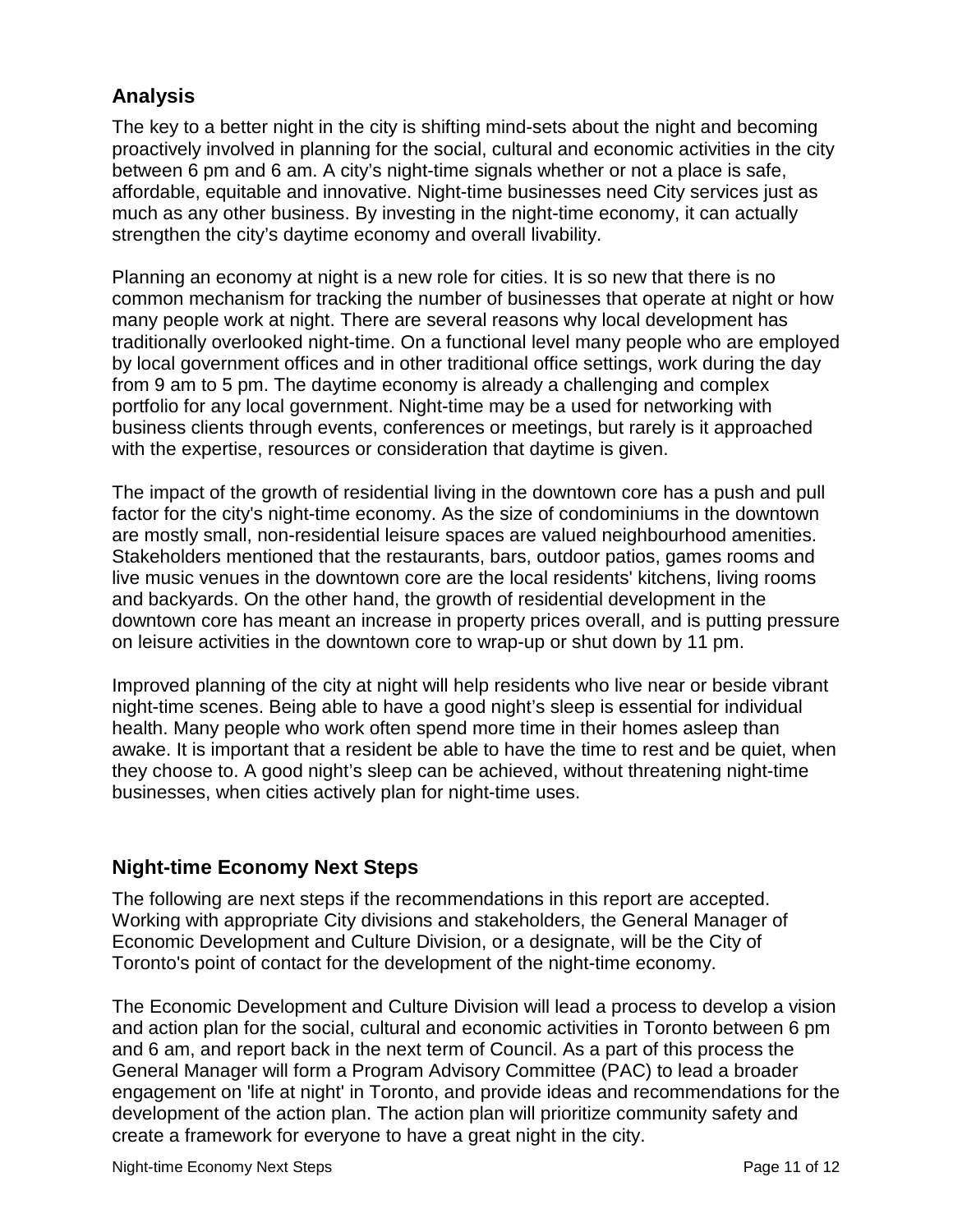## Analysis

The key to a better night in the city is shifting mind-sets about the night and becoming proactively involved in planning for the social, cultural and economic activities in the city between 6 pm and 6 am. A city's night-time signals whether or not a place is safe, affordable, equitable and innovative. Night-time businesses need City services just as much as any other business. By investing in the night-time economy, it can actually strengthen the city's daytime economy and overall livability.

Planning an economy at night is a new role for cities. It is so new that there is no common mechanism for tracking the number of businesses that operate at night or how many people work at night. There are several reasons why local development has traditionally overlooked night-time. On a functional level many people who are employed by local government offices and in other traditional office settings, work during the day from 9 am to 5 pm. The daytime economy is already a challenging and complex portfolio for any local government. Night-time may be a used for networking with business clients through events, conferences or meetings, but rarely is it approached with the expertise, resources or consideration that daytime is given.

The impact of the growth of residential living in the downtown core has a push and pull factor for the city's night-time economy. As the size of condominiums in the downtown are mostly small, non-residential leisure spaces are valued neighbourhood amenities. Stakeholders mentioned that the restaurants, bars, outdoor patios, games rooms and live music venues in the downtown core are the local residents' kitchens, living rooms and backyards. On the other hand, the growth of residential development in the downtown core has meant an increase in property prices overall, and is putting pressure on leisure activities in the downtown core to wrap-up or shut down by 11 pm.

Improved planning of the city at night will help residents who live near or beside vibrant night-time scenes. Being able to have a good night's sleep is essential for individual health. Many people who work often spend more time in their homes asleep than awake. It is important that a resident be able to have the time to rest and be quiet, when they choose to. A good night's sleep can be achieved, without threatening night-time businesses, when cities actively plan for night-time uses.

## Night-time Economy Next Steps

The following are next steps if the recommendations in this report are accepted. Working with appropriate City divisions and stakeholders, the General Manager of Economic Development and Culture Division, or a designate, will be the City of Toronto's point of contact for the development of the night-time economy.

The Economic Development and Culture Division will lead a process to develop a vision and action plan for the social, cultural and economic activities in Toronto between 6 pm and 6 am, and report back in the next term of Council. As a part of this process the General Manager will form a Program Advisory Committee (PAC) to lead a broader engagement on 'life at night' in Toronto, and provide ideas and recommendations for the development of the action plan. The action plan will prioritize community safety and create a framework for everyone to have a great night in the city.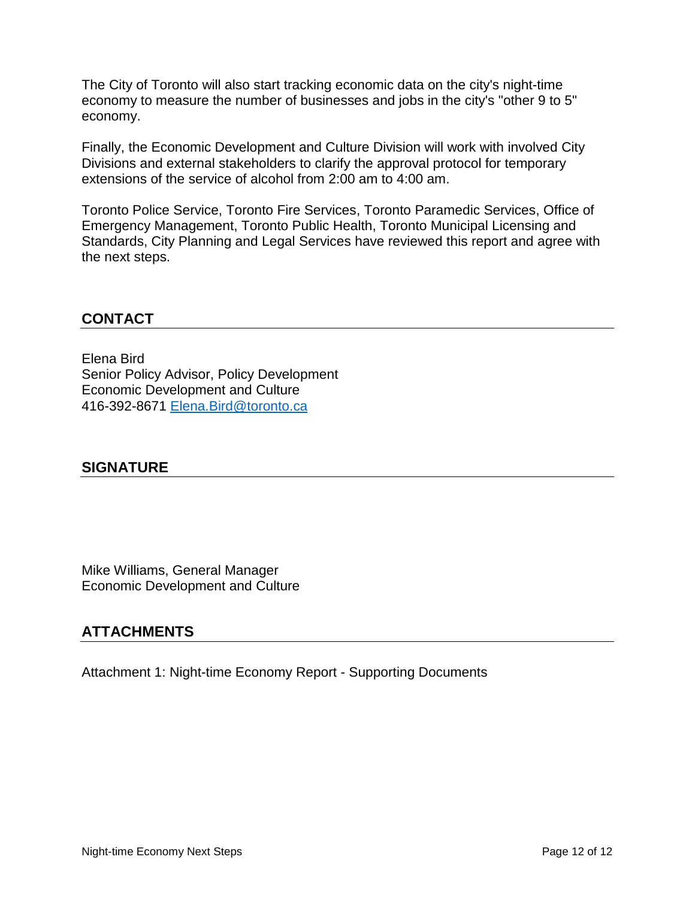The City of Toronto will also start tracking economic data on the city's night-time economy to measure the number of businesses and jobs in the city's "other 9 to 5" economy.

Finally, the Economic Development and Culture Division will work with involved City Divisions and external stakeholders to clarify the approval protocol for temporary extensions of the service of alcohol from 2:00 am to 4:00 am.

Toronto Police Service, Toronto Fire Services, Toronto Paramedic Services, Office of Emergency Management, Toronto Public Health, Toronto Municipal Licensing and Standards, City Planning and Legal Services have reviewed this report and agree with the next steps.

## CONTACT

Elena Bird
Senior Policy Advisor, Policy Development
Economic Development and Culture
416-392-8671 [Elena.Bird@toronto.ca](mailto:Elena.Bird@toronto.ca)

## SIGNATURE

Mike Williams, General Manager
Economic Development and Culture

## ATTACHMENTS

Attachment 1: Night-time Economy Report - Supporting Documents